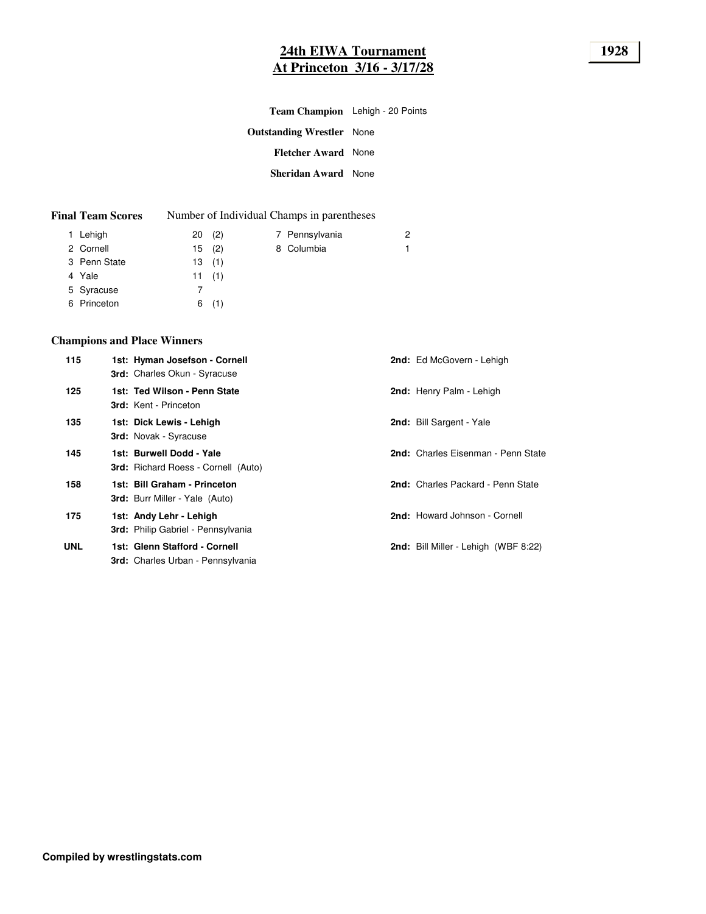# 24th EIWA Tournament
## At Princeton 3/16 - 3/17/28

**1928**

**Team Champion** Lehigh - 20 Points

**Outstanding Wrestler** None

**Fletcher Award** None

**Sheridan Award** None

**Final Team Scores** Number of Individual Champs in parentheses

| Rank | Team | Points | Champs |
|---|---|---|---|
| 1 | Lehigh | 20 | (2) |
| 2 | Cornell | 15 | (2) |
| 3 | Penn State | 13 | (1) |
| 4 | Yale | 11 | (1) |
| 5 | Syracuse | 7 | |
| 6 | Princeton | 6 | (1) |
| 7 | Pennsylvania | 2 | |
| 8 | Columbia | 1 | |

### Champions and Place Winners

| Weight | 1st | 2nd | 3rd |
|---|---|---|---|
| 115 | **Hyman Josefson - Cornell** | Ed McGovern - Lehigh | Charles Okun - Syracuse |
| 125 | **Ted Wilson - Penn State** | Henry Palm - Lehigh | Kent - Princeton |
| 135 | **Dick Lewis - Lehigh** | Bill Sargent - Yale | Novak - Syracuse |
| 145 | **Burwell Dodd - Yale** | Charles Eisenman - Penn State | Richard Roess - Cornell (Auto) |
| 158 | **Bill Graham - Princeton** | Charles Packard - Penn State | Burr Miller - Yale (Auto) |
| 175 | **Andy Lehr - Lehigh** | Howard Johnson - Cornell | Philip Gabriel - Pennsylvania |
| UNL | **Glenn Stafford - Cornell** | Bill Miller - Lehigh (WBF 8:22) | Charles Urban - Pennsylvania |

**Compiled by wrestlingstats.com**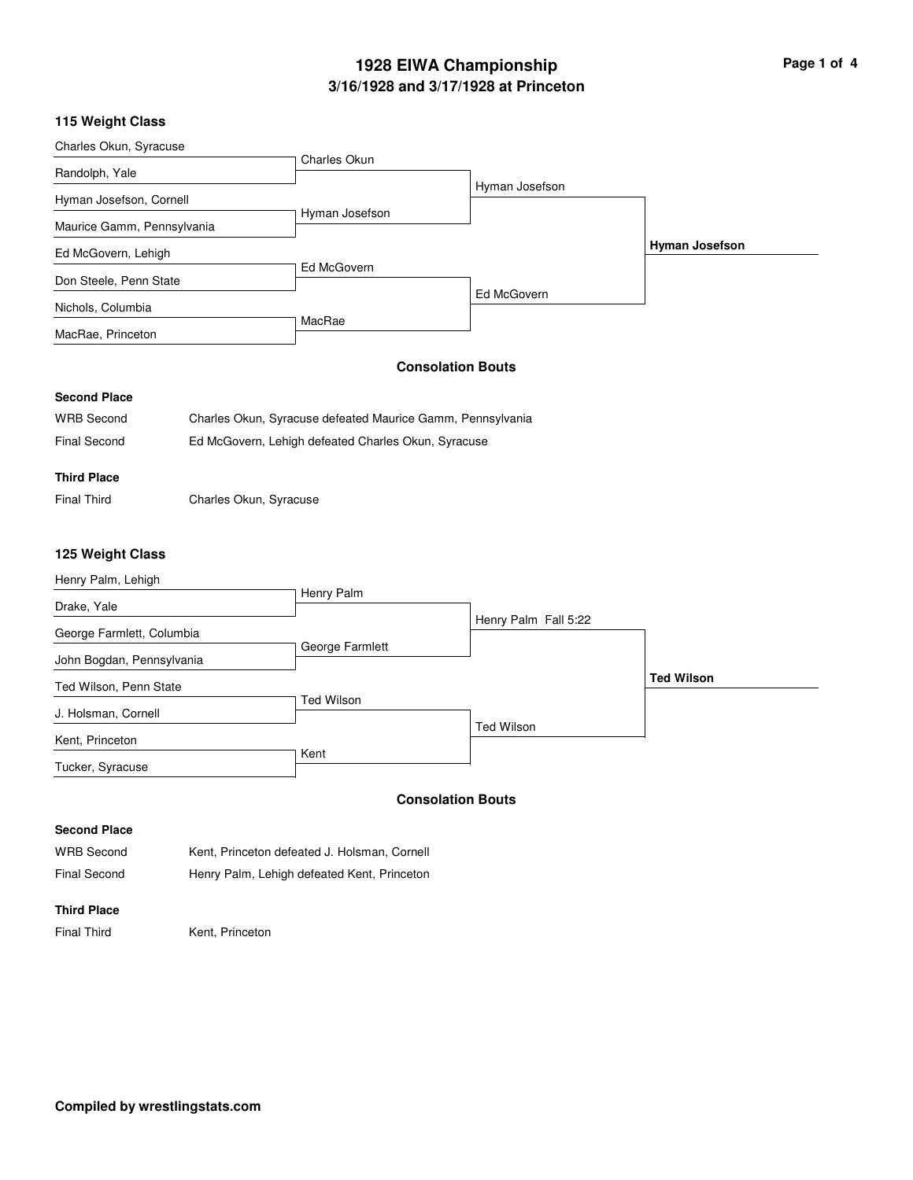# 1928 EWA Championship

## 3/16/1928 and 3/17/1928 at Princeton

### 115 Weight Class

| First Round | Semifinals | Finals | Champion |
| --- | --- | --- | --- |
| Charles Okun, Syracuse | | | |
| Randolph, Yale | Charles Okun | | |
| Hyman Josefson, Cornell | | Hyman Josefson | |
| Maurice Gamm, Pennsylvania | Hyman Josefson | | |
| Ed McGovern, Lehigh | | | **Hyman Josefson** |
| Don Steele, Penn State | Ed McGovern | | |
| Nichols, Columbia | | Ed McGovern | |
| MacRae, Princeton | MacRae | | |

#### Consolation Bouts

**Second Place**

| | |
| --- | --- |
| WRB Second | Charles Okun, Syracuse defeated Maurice Gamm, Pennsylvania |
| Final Second | Ed McGovern, Lehigh defeated Charles Okun, Syracuse |

**Third Place**

| | |
| --- | --- |
| Final Third | Charles Okun, Syracuse |

### 125 Weight Class

| First Round | Semifinals | Finals | Champion |
| --- | --- | --- | --- |
| Henry Palm, Lehigh | | | |
| Drake, Yale | Henry Palm | | |
| George Farmlett, Columbia | | Henry Palm Fall 5:22 | |
| John Bogdan, Pennsylvania | George Farmlett | | |
| Ted Wilson, Penn State | | | **Ted Wilson** |
| J. Holsman, Cornell | Ted Wilson | | |
| Kent, Princeton | | Ted Wilson | |
| Tucker, Syracuse | Kent | | |

#### Consolation Bouts

**Second Place**

| | |
| --- | --- |
| WRB Second | Kent, Princeton defeated J. Holsman, Cornell |
| Final Second | Henry Palm, Lehigh defeated Kent, Princeton |

**Third Place**

| | |
| --- | --- |
| Final Third | Kent, Princeton |

**Compiled by wrestlingstats.com**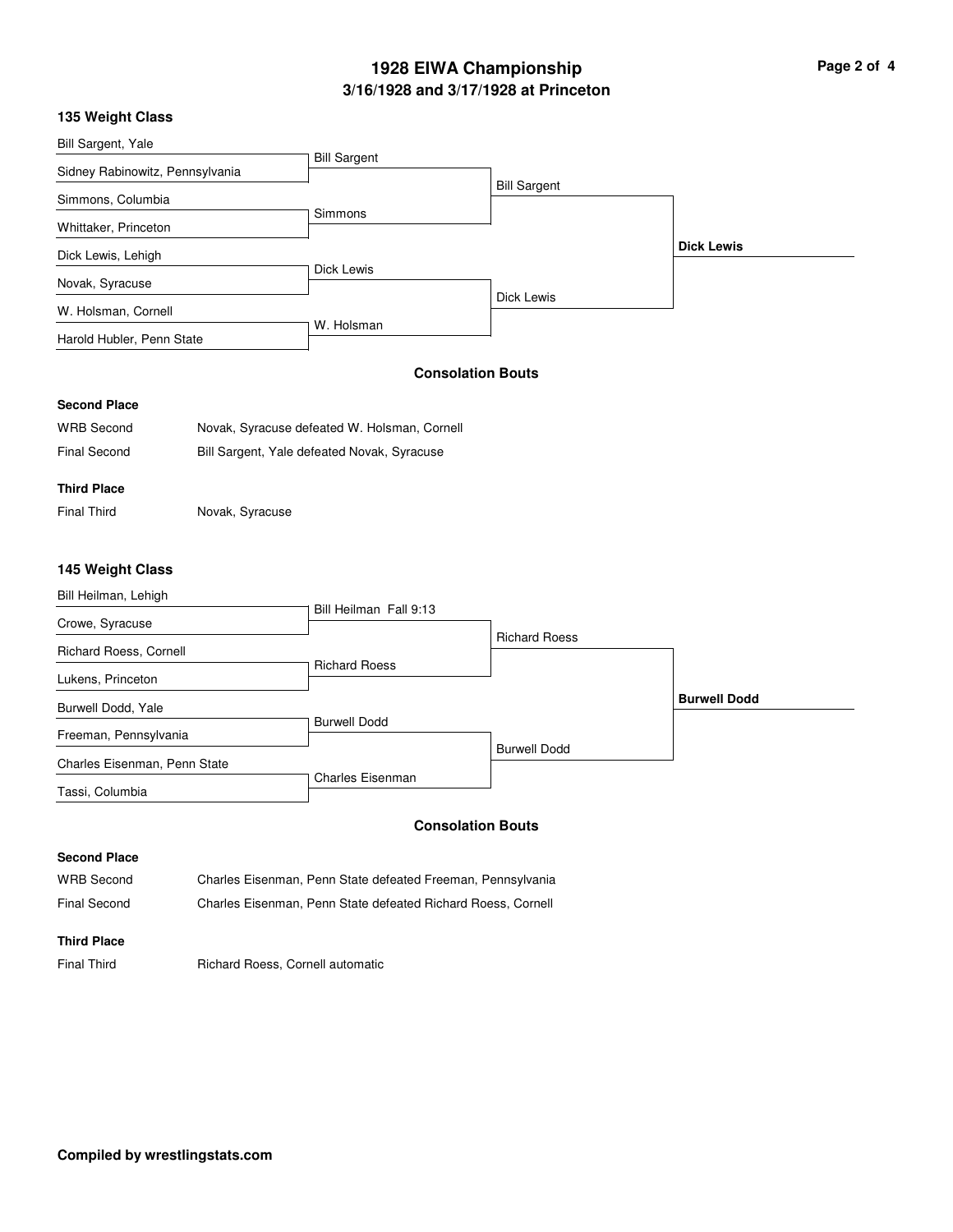# 1928 EIWA Championship

## 3/16/1928 and 3/17/1928 at Princeton

### 135 Weight Class

| First Round | Semifinals | Finals | Champion |
|---|---|---|---|
| Bill Sargent, Yale | Bill Sargent | Bill Sargent | Dick Lewis |
| Sidney Rabinowitz, Pennsylvania | | | |
| Simmons, Columbia | Simmons | | |
| Whittaker, Princeton | | | |
| Dick Lewis, Lehigh | Dick Lewis | Dick Lewis | |
| Novak, Syracuse | | | |
| W. Holsman, Cornell | W. Holsman | | |
| Harold Hubler, Penn State | | | |

#### Consolation Bouts

**Second Place**

WRB Second: Novak, Syracuse defeated W. Holsman, Cornell

Final Second: Bill Sargent, Yale defeated Novak, Syracuse

**Third Place**

Final Third: Novak, Syracuse

### 145 Weight Class

| First Round | Semifinals | Finals | Champion |
|---|---|---|---|
| Bill Heilman, Lehigh | Bill Heilman Fall 9:13 | Richard Roess | Burwell Dodd |
| Crowe, Syracuse | | | |
| Richard Roess, Cornell | Richard Roess | | |
| Lukens, Princeton | | | |
| Burwell Dodd, Yale | Burwell Dodd | Burwell Dodd | |
| Freeman, Pennsylvania | | | |
| Charles Eisenman, Penn State | Charles Eisenman | | |
| Tassi, Columbia | | | |

#### Consolation Bouts

**Second Place**

WRB Second: Charles Eisenman, Penn State defeated Freeman, Pennsylvania

Final Second: Charles Eisenman, Penn State defeated Richard Roess, Cornell

**Third Place**

Final Third: Richard Roess, Cornell automatic

**Compiled by wrestlingstats.com**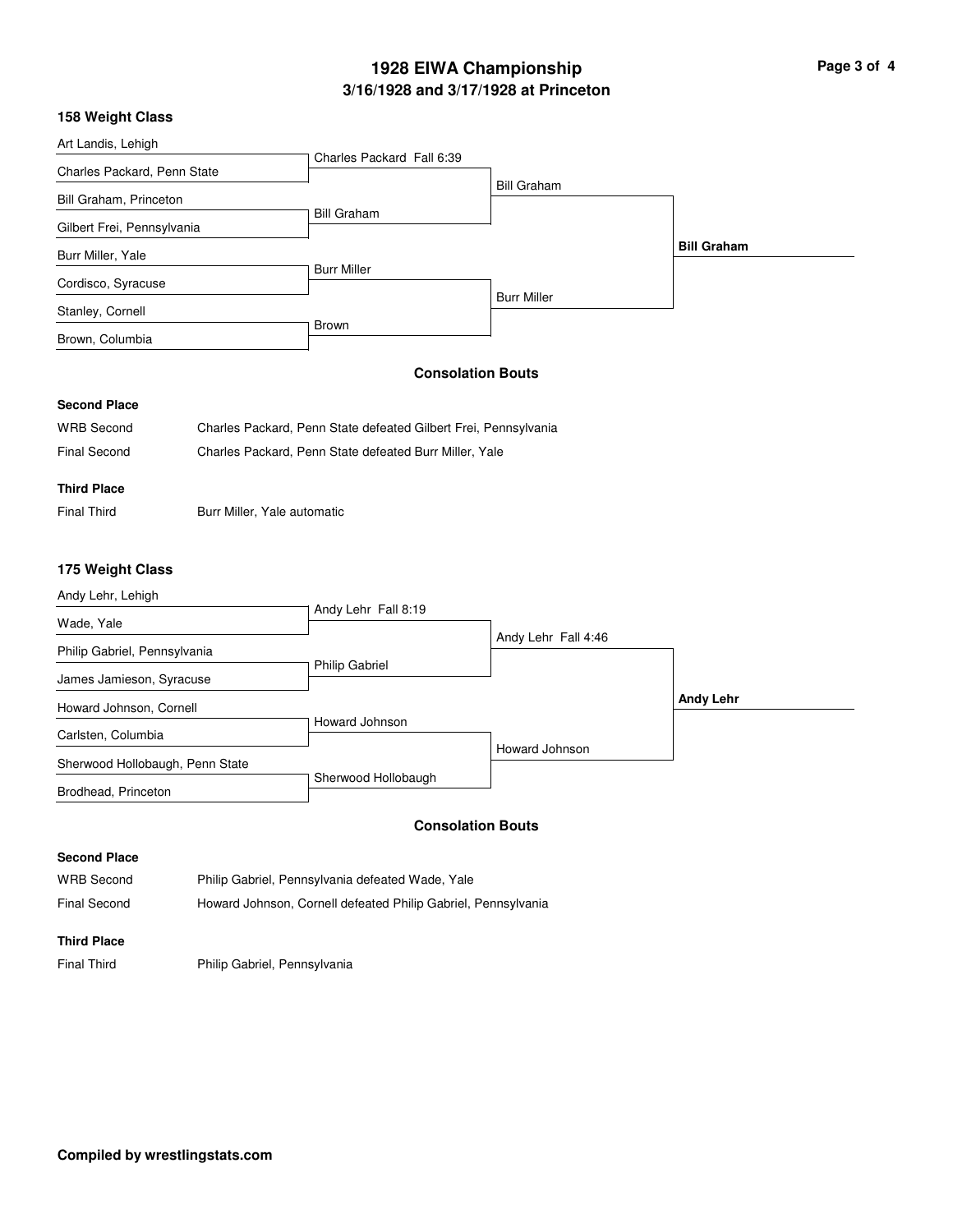# 1928 EIWA Championship

## 3/16/1928 and 3/17/1928 at Princeton

### 158 Weight Class

| First Round | Semifinals | Finals | Champion |
|---|---|---|---|
| Art Landis, Lehigh | | | |
| Charles Packard, Penn State | Charles Packard Fall 6:39 | | |
| Bill Graham, Princeton | | Bill Graham | |
| Gilbert Frei, Pennsylvania | Bill Graham | | |
| Burr Miller, Yale | | | **Bill Graham** |
| Cordisco, Syracuse | Burr Miller | | |
| Stanley, Cornell | | Burr Miller | |
| Brown, Columbia | Brown | | |

#### Consolation Bouts

**Second Place**

WRB Second — Charles Packard, Penn State defeated Gilbert Frei, Pennsylvania

Final Second — Charles Packard, Penn State defeated Burr Miller, Yale

**Third Place**

Final Third — Burr Miller, Yale automatic

### 175 Weight Class

| First Round | Semifinals | Finals | Champion |
|---|---|---|---|
| Andy Lehr, Lehigh | | | |
| Wade, Yale | Andy Lehr Fall 8:19 | | |
| Philip Gabriel, Pennsylvania | | Andy Lehr Fall 4:46 | |
| James Jamieson, Syracuse | Philip Gabriel | | |
| Howard Johnson, Cornell | | | **Andy Lehr** |
| Carlsten, Columbia | Howard Johnson | | |
| Sherwood Hollobaugh, Penn State | | Howard Johnson | |
| Brodhead, Princeton | Sherwood Hollobaugh | | |

#### Consolation Bouts

**Second Place**

WRB Second — Philip Gabriel, Pennsylvania defeated Wade, Yale

Final Second — Howard Johnson, Cornell defeated Philip Gabriel, Pennsylvania

**Third Place**

Final Third — Philip Gabriel, Pennsylvania

**Compiled by wrestlingstats.com**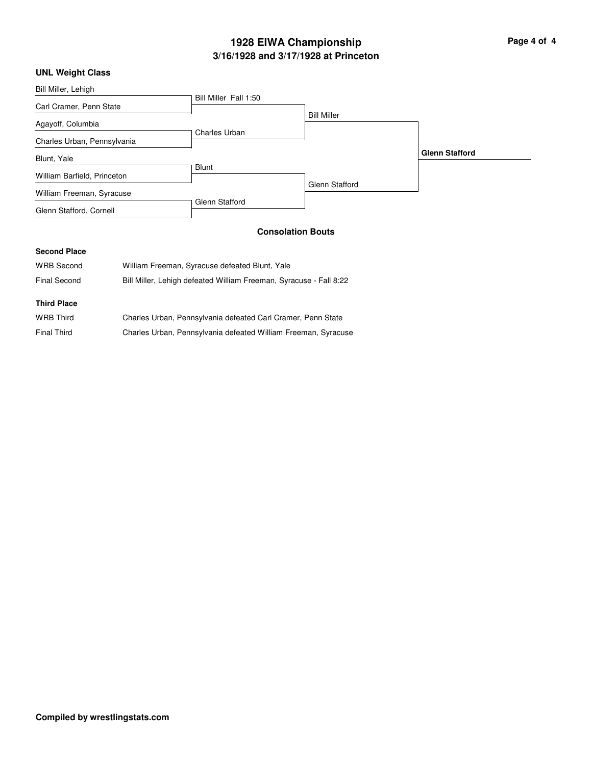# 1928 EIWA Championship

## 3/16/1928 and 3/17/1928 at Princeton

### UNL Weight Class

**First Round**

- Bill Miller, Lehigh vs. Carl Cramer, Penn State — Bill Miller Fall 1:50
- Agayoff, Columbia vs. Charles Urban, Pennsylvania — Charles Urban
- Blunt, Yale vs. William Barfield, Princeton — Blunt
- William Freeman, Syracuse vs. Glenn Stafford, Cornell — Glenn Stafford

**Semifinals**

- Bill Miller vs. Charles Urban — Bill Miller
- Blunt vs. Glenn Stafford — Glenn Stafford

**Final**

- Bill Miller vs. Glenn Stafford — **Glenn Stafford**

### Consolation Bouts

**Second Place**

| | |
|---|---|
| WRB Second | William Freeman, Syracuse defeated Blunt, Yale |
| Final Second | Bill Miller, Lehigh defeated William Freeman, Syracuse - Fall 8:22 |

**Third Place**

| | |
|---|---|
| WRB Third | Charles Urban, Pennsylvania defeated Carl Cramer, Penn State |
| Final Third | Charles Urban, Pennsylvania defeated William Freeman, Syracuse |

**Compiled by wrestlingstats.com**